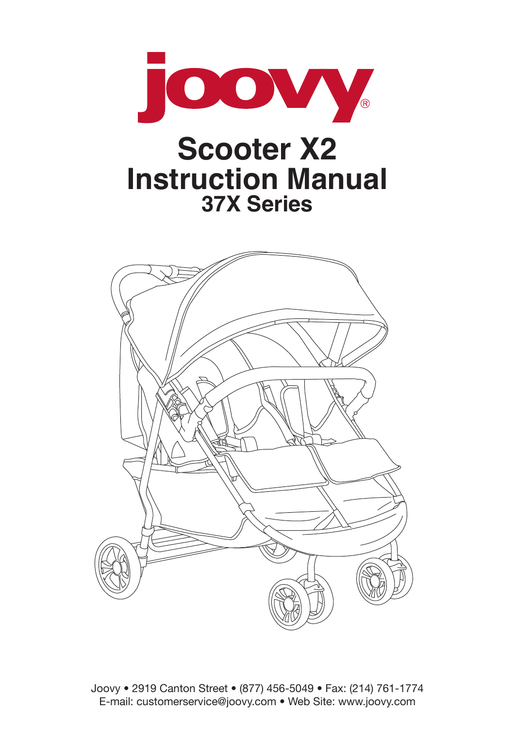joovy®

# Scooter X2
# Instruction Manual
## 37X Series

Joovy • 2919 Canton Street • (877) 456-5049 • Fax: (214) 761-1774
E-mail: customerservice@joovy.com • Web Site: www.joovy.com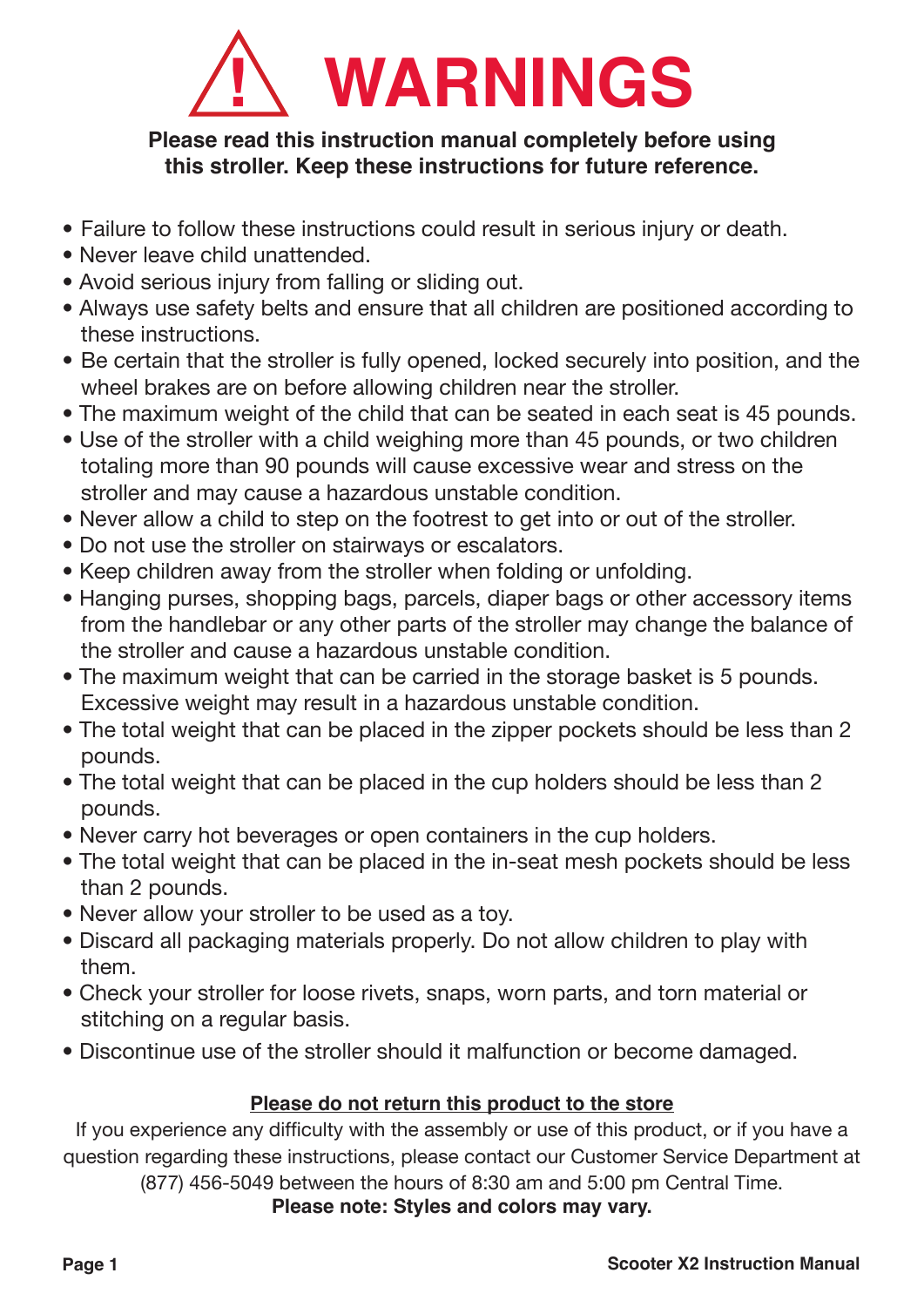# ⚠ WARNINGS

**Please read this instruction manual completely before using this stroller. Keep these instructions for future reference.**

- Failure to follow these instructions could result in serious injury or death.
- Never leave child unattended.
- Avoid serious injury from falling or sliding out.
- Always use safety belts and ensure that all children are positioned according to these instructions.
- Be certain that the stroller is fully opened, locked securely into position, and the wheel brakes are on before allowing children near the stroller.
- The maximum weight of the child that can be seated in each seat is 45 pounds.
- Use of the stroller with a child weighing more than 45 pounds, or two children totaling more than 90 pounds will cause excessive wear and stress on the stroller and may cause a hazardous unstable condition.
- Never allow a child to step on the footrest to get into or out of the stroller.
- Do not use the stroller on stairways or escalators.
- Keep children away from the stroller when folding or unfolding.
- Hanging purses, shopping bags, parcels, diaper bags or other accessory items from the handlebar or any other parts of the stroller may change the balance of the stroller and cause a hazardous unstable condition.
- The maximum weight that can be carried in the storage basket is 5 pounds. Excessive weight may result in a hazardous unstable condition.
- The total weight that can be placed in the zipper pockets should be less than 2 pounds.
- The total weight that can be placed in the cup holders should be less than 2 pounds.
- Never carry hot beverages or open containers in the cup holders.
- The total weight that can be placed in the in-seat mesh pockets should be less than 2 pounds.
- Never allow your stroller to be used as a toy.
- Discard all packaging materials properly. Do not allow children to play with them.
- Check your stroller for loose rivets, snaps, worn parts, and torn material or stitching on a regular basis.
- Discontinue use of the stroller should it malfunction or become damaged.

**<u>Please do not return this product to the store</u>**

If you experience any difficulty with the assembly or use of this product, or if you have a question regarding these instructions, please contact our Customer Service Department at (877) 456-5049 between the hours of 8:30 am and 5:00 pm Central Time.

**Please note: Styles and colors may vary.**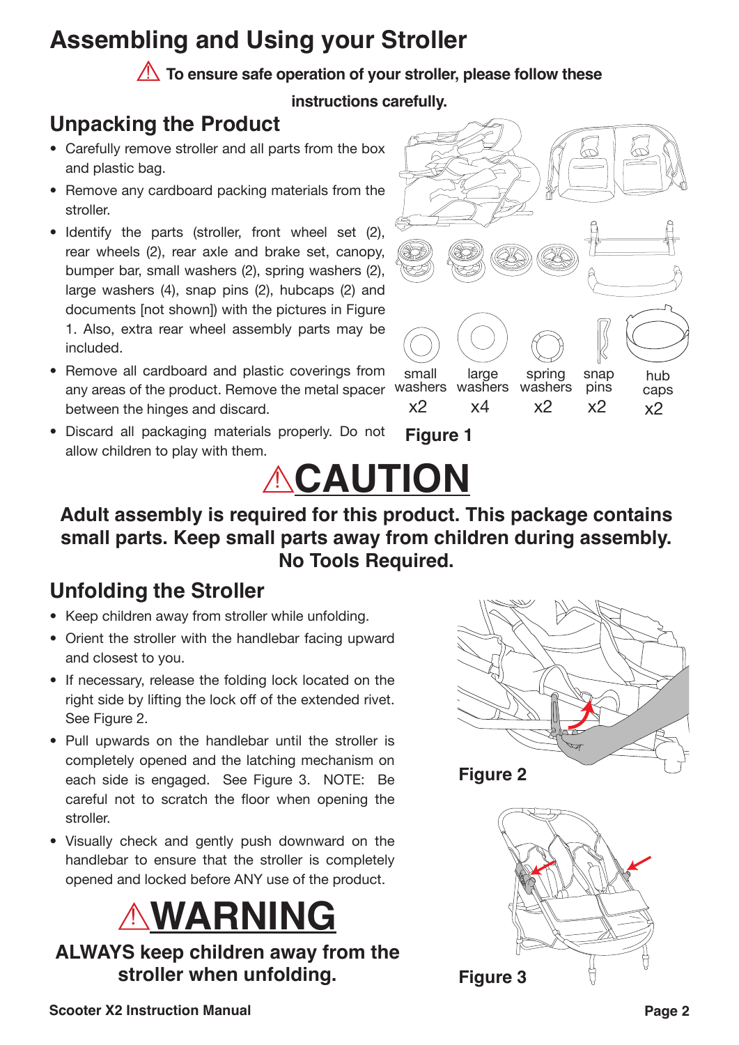# Assembling and Using your Stroller

⚠ **To ensure safe operation of your stroller, please follow these instructions carefully.**

## Unpacking the Product

- Carefully remove stroller and all parts from the box and plastic bag.
- Remove any cardboard packing materials from the stroller.
- Identify the parts (stroller, front wheel set (2), rear wheels (2), rear axle and brake set, canopy, bumper bar, small washers (2), spring washers (2), large washers (4), snap pins (2), hubcaps (2) and documents [not shown]) with the pictures in Figure 1. Also, extra rear wheel assembly parts may be included.
- Remove all cardboard and plastic coverings from any areas of the product. Remove the metal spacer between the hinges and discard.
- Discard all packaging materials properly. Do not allow children to play with them.

small washers x2 | large washers x4 | spring washers x2 | snap pins x2 | hub caps x2

**Figure 1**

# ⚠CAUTION

**Adult assembly is required for this product. This package contains small parts. Keep small parts away from children during assembly. No Tools Required.**

## Unfolding the Stroller

- Keep children away from stroller while unfolding.
- Orient the stroller with the handlebar facing upward and closest to you.
- If necessary, release the folding lock located on the right side by lifting the lock off of the extended rivet. See Figure 2.
- Pull upwards on the handlebar until the stroller is completely opened and the latching mechanism on each side is engaged. See Figure 3. NOTE: Be careful not to scratch the floor when opening the stroller.
- Visually check and gently push downward on the handlebar to ensure that the stroller is completely opened and locked before ANY use of the product.

**Figure 2**

# ⚠WARNING

**ALWAYS keep children away from the stroller when unfolding.**

**Figure 3**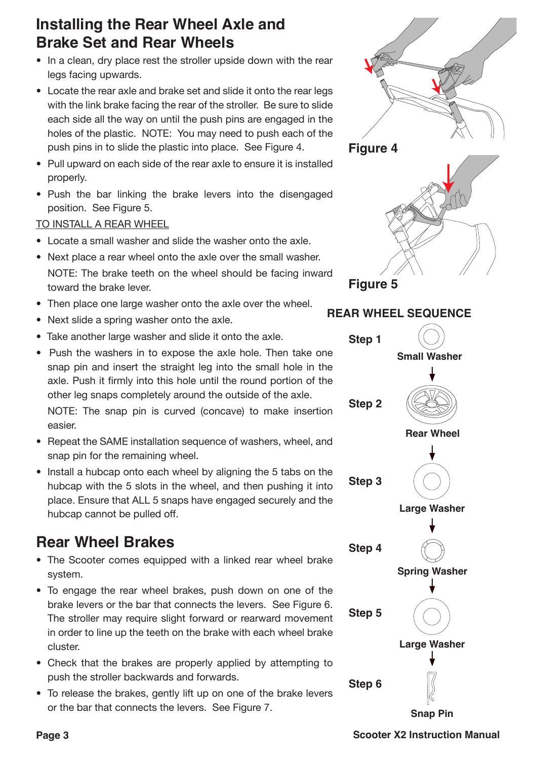## Installing the Rear Wheel Axle and Brake Set and Rear Wheels

- In a clean, dry place rest the stroller upside down with the rear legs facing upwards.
- Locate the rear axle and brake set and slide it onto the rear legs with the link brake facing the rear of the stroller. Be sure to slide each side all the way on until the push pins are engaged in the holes of the plastic. NOTE: You may need to push each of the push pins in to slide the plastic into place. See Figure 4.
- Pull upward on each side of the rear axle to ensure it is installed properly.
- Push the bar linking the brake levers into the disengaged position. See Figure 5.

TO INSTALL A REAR WHEEL

- Locate a small washer and slide the washer onto the axle.
- Next place a rear wheel onto the axle over the small washer.
  NOTE: The brake teeth on the wheel should be facing inward toward the brake lever.
- Then place one large washer onto the axle over the wheel.
- Next slide a spring washer onto the axle.
- Take another large washer and slide it onto the axle.
- Push the washers in to expose the axle hole. Then take one snap pin and insert the straight leg into the small hole in the axle. Push it firmly into this hole until the round portion of the other leg snaps completely around the outside of the axle.
  NOTE: The snap pin is curved (concave) to make insertion easier.
- Repeat the SAME installation sequence of washers, wheel, and snap pin for the remaining wheel.
- Install a hubcap onto each wheel by aligning the 5 tabs on the hubcap with the 5 slots in the wheel, and then pushing it into place. Ensure that ALL 5 snaps have engaged securely and the hubcap cannot be pulled off.

## Rear Wheel Brakes

- The Scooter comes equipped with a linked rear wheel brake system.
- To engage the rear wheel brakes, push down on one of the brake levers or the bar that connects the levers. See Figure 6. The stroller may require slight forward or rearward movement in order to line up the teeth on the brake with each wheel brake cluster.
- Check that the brakes are properly applied by attempting to push the stroller backwards and forwards.
- To release the brakes, gently lift up on one of the brake levers or the bar that connects the levers. See Figure 7.

**Figure 4**

**Figure 5**

### REAR WHEEL SEQUENCE

**Step 1** Small Washer

**Step 2** Rear Wheel

**Step 3** Large Washer

**Step 4** Spring Washer

**Step 5** Large Washer

**Step 6** Snap Pin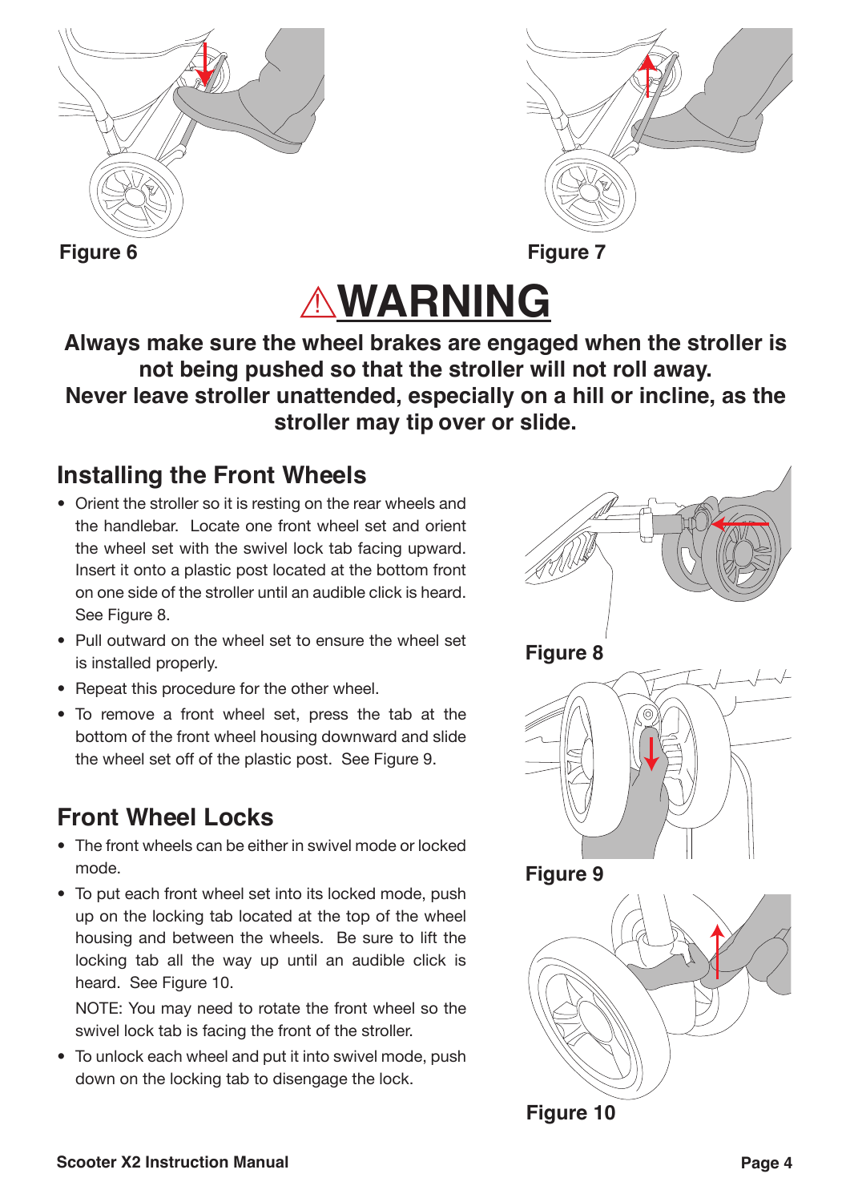Figure 6

Figure 7

# ⚠WARNING

**Always make sure the wheel brakes are engaged when the stroller is not being pushed so that the stroller will not roll away.**
**Never leave stroller unattended, especially on a hill or incline, as the stroller may tip over or slide.**

## Installing the Front Wheels

- Orient the stroller so it is resting on the rear wheels and the handlebar. Locate one front wheel set and orient the wheel set with the swivel lock tab facing upward. Insert it onto a plastic post located at the bottom front on one side of the stroller until an audible click is heard. See Figure 8.
- Pull outward on the wheel set to ensure the wheel set is installed properly.
- Repeat this procedure for the other wheel.
- To remove a front wheel set, press the tab at the bottom of the front wheel housing downward and slide the wheel set off of the plastic post. See Figure 9.

Figure 8

Figure 9

## Front Wheel Locks

- The front wheels can be either in swivel mode or locked mode.
- To put each front wheel set into its locked mode, push up on the locking tab located at the top of the wheel housing and between the wheels. Be sure to lift the locking tab all the way up until an audible click is heard. See Figure 10.

  NOTE: You may need to rotate the front wheel so the swivel lock tab is facing the front of the stroller.
- To unlock each wheel and put it into swivel mode, push down on the locking tab to disengage the lock.

Figure 10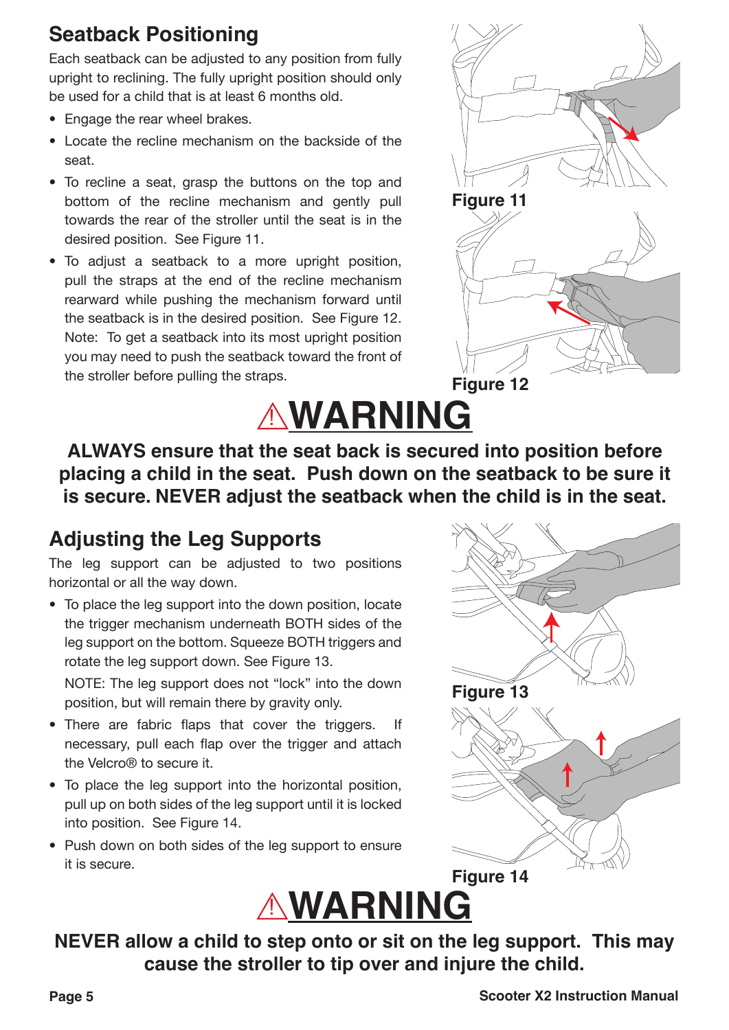## Seatback Positioning

Each seatback can be adjusted to any position from fully upright to reclining. The fully upright position should only be used for a child that is at least 6 months old.

- Engage the rear wheel brakes.
- Locate the recline mechanism on the backside of the seat.
- To recline a seat, grasp the buttons on the top and bottom of the recline mechanism and gently pull towards the rear of the stroller until the seat is in the desired position. See Figure 11.
- To adjust a seatback to a more upright position, pull the straps at the end of the recline mechanism rearward while pushing the mechanism forward until the seatback is in the desired position. See Figure 12. Note: To get a seatback into its most upright position you may need to push the seatback toward the front of the stroller before pulling the straps.

**Figure 11**

**Figure 12**

# ⚠WARNING

**ALWAYS ensure that the seat back is secured into position before placing a child in the seat. Push down on the seatback to be sure it is secure. NEVER adjust the seatback when the child is in the seat.**

## Adjusting the Leg Supports

The leg support can be adjusted to two positions horizontal or all the way down.

- To place the leg support into the down position, locate the trigger mechanism underneath BOTH sides of the leg support on the bottom. Squeeze BOTH triggers and rotate the leg support down. See Figure 13.

  NOTE: The leg support does not "lock" into the down position, but will remain there by gravity only.
- There are fabric flaps that cover the triggers. If necessary, pull each flap over the trigger and attach the Velcro® to secure it.
- To place the leg support into the horizontal position, pull up on both sides of the leg support until it is locked into position. See Figure 14.
- Push down on both sides of the leg support to ensure it is secure.

**Figure 13**

**Figure 14**

# ⚠WARNING

**NEVER allow a child to step onto or sit on the leg support. This may cause the stroller to tip over and injure the child.**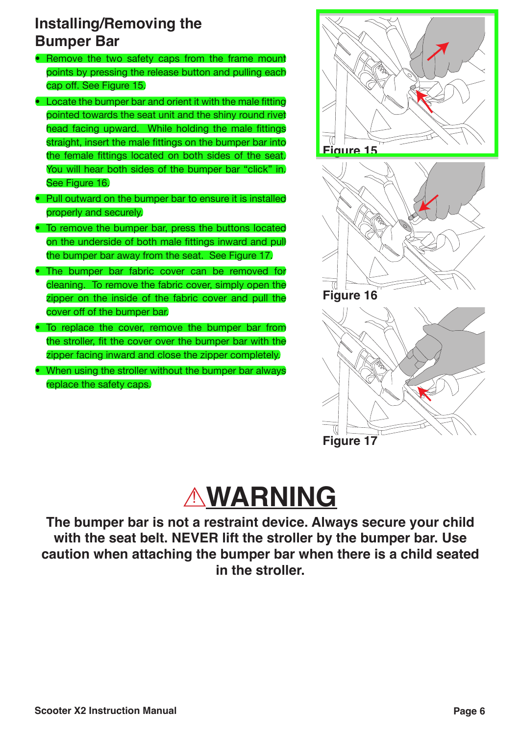## Installing/Removing the Bumper Bar

- Remove the two safety caps from the frame mount points by pressing the release button and pulling each cap off. See Figure 15.
- Locate the bumper bar and orient it with the male fitting pointed towards the seat unit and the shiny round rivet head facing upward. While holding the male fittings straight, insert the male fittings on the bumper bar into the female fittings located on both sides of the seat. You will hear both sides of the bumper bar "click" in. See Figure 16.
- Pull outward on the bumper bar to ensure it is installed properly and securely.
- To remove the bumper bar, press the buttons located on the underside of both male fittings inward and pull the bumper bar away from the seat. See Figure 17.
- The bumper bar fabric cover can be removed for cleaning. To remove the fabric cover, simply open the zipper on the inside of the fabric cover and pull the cover off of the bumper bar.
- To replace the cover, remove the bumper bar from the stroller, fit the cover over the bumper bar with the zipper facing inward and close the zipper completely.
- When using the stroller without the bumper bar always replace the safety caps.

Figure 15

Figure 16

Figure 17

# ⚠WARNING

**The bumper bar is not a restraint device. Always secure your child with the seat belt. NEVER lift the stroller by the bumper bar. Use caution when attaching the bumper bar when there is a child seated in the stroller.**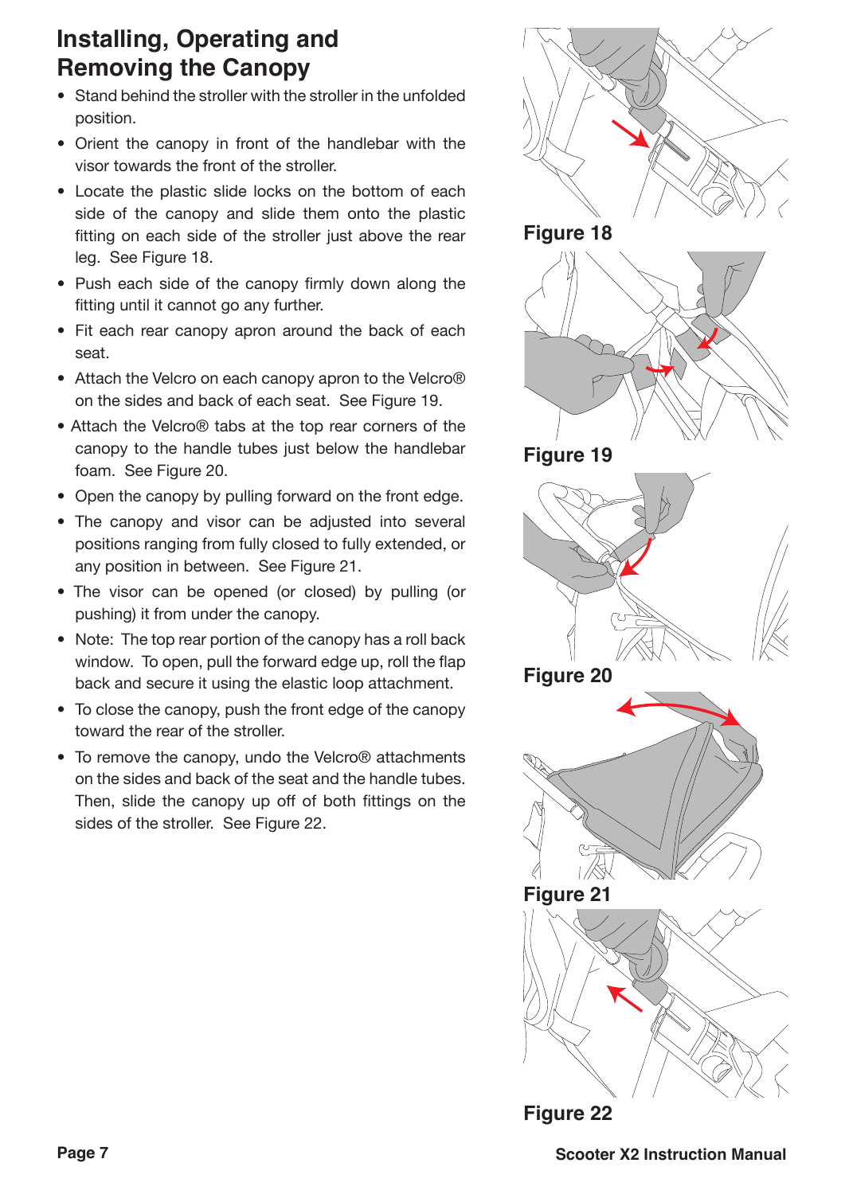# Installing, Operating and Removing the Canopy

- Stand behind the stroller with the stroller in the unfolded position.
- Orient the canopy in front of the handlebar with the visor towards the front of the stroller.
- Locate the plastic slide locks on the bottom of each side of the canopy and slide them onto the plastic fitting on each side of the stroller just above the rear leg. See Figure 18.
- Push each side of the canopy firmly down along the fitting until it cannot go any further.
- Fit each rear canopy apron around the back of each seat.
- Attach the Velcro on each canopy apron to the Velcro® on the sides and back of each seat. See Figure 19.
- Attach the Velcro® tabs at the top rear corners of the canopy to the handle tubes just below the handlebar foam. See Figure 20.
- Open the canopy by pulling forward on the front edge.
- The canopy and visor can be adjusted into several positions ranging from fully closed to fully extended, or any position in between. See Figure 21.
- The visor can be opened (or closed) by pulling (or pushing) it from under the canopy.
- Note: The top rear portion of the canopy has a roll back window. To open, pull the forward edge up, roll the flap back and secure it using the elastic loop attachment.
- To close the canopy, push the front edge of the canopy toward the rear of the stroller.
- To remove the canopy, undo the Velcro® attachments on the sides and back of the seat and the handle tubes. Then, slide the canopy up off of both fittings on the sides of the stroller. See Figure 22.

Figure 18

Figure 19

Figure 20

Figure 21

Figure 22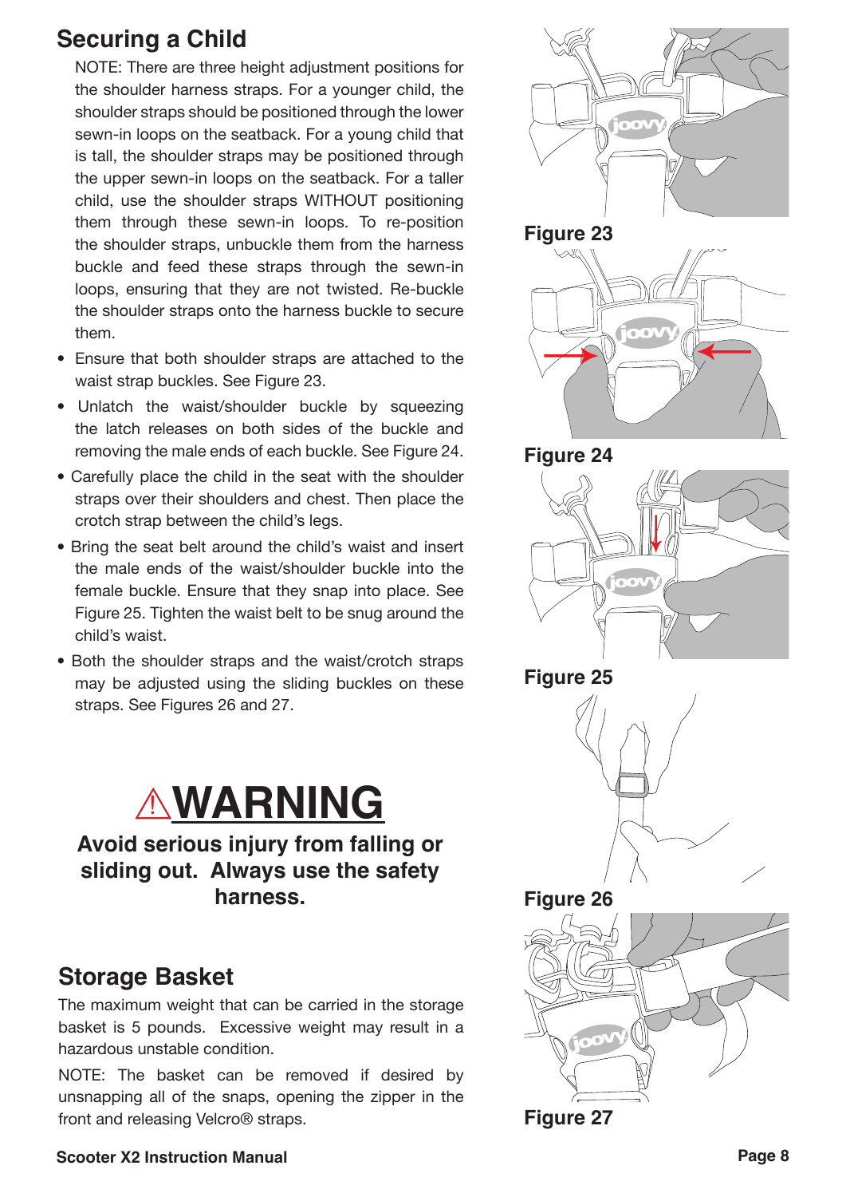## Securing a Child

NOTE: There are three height adjustment positions for the shoulder harness straps. For a younger child, the shoulder straps should be positioned through the lower sewn-in loops on the seatback. For a young child that is tall, the shoulder straps may be positioned through the upper sewn-in loops on the seatback. For a taller child, use the shoulder straps WITHOUT positioning them through these sewn-in loops. To re-position the shoulder straps, unbuckle them from the harness buckle and feed these straps through the sewn-in loops, ensuring that they are not twisted. Re-buckle the shoulder straps onto the harness buckle to secure them.

- Ensure that both shoulder straps are attached to the waist strap buckles. See Figure 23.
- Unlatch the waist/shoulder buckle by squeezing the latch releases on both sides of the buckle and removing the male ends of each buckle. See Figure 24.
- Carefully place the child in the seat with the shoulder straps over their shoulders and chest. Then place the crotch strap between the child's legs.
- Bring the seat belt around the child's waist and insert the male ends of the waist/shoulder buckle into the female buckle. Ensure that they snap into place. See Figure 25. Tighten the waist belt to be snug around the child's waist.
- Both the shoulder straps and the waist/crotch straps may be adjusted using the sliding buckles on these straps. See Figures 26 and 27.

# ⚠WARNING

**Avoid serious injury from falling or sliding out. Always use the safety harness.**

## Storage Basket

The maximum weight that can be carried in the storage basket is 5 pounds. Excessive weight may result in a hazardous unstable condition.

NOTE: The basket can be removed if desired by unsnapping all of the snaps, opening the zipper in the front and releasing Velcro® straps.

**Figure 23**

**Figure 24**

**Figure 25**

**Figure 26**

**Figure 27**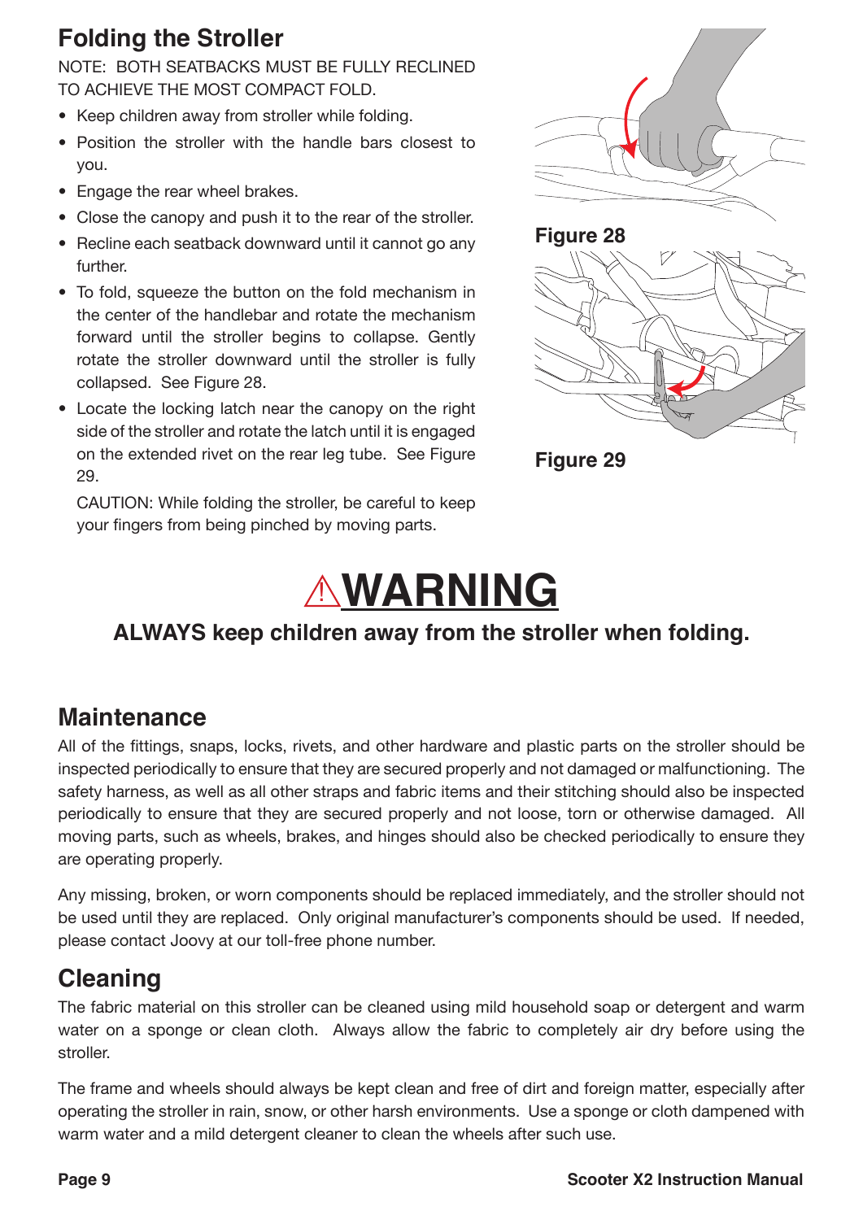## Folding the Stroller

NOTE: BOTH SEATBACKS MUST BE FULLY RECLINED TO ACHIEVE THE MOST COMPACT FOLD.

- Keep children away from stroller while folding.
- Position the stroller with the handle bars closest to you.
- Engage the rear wheel brakes.
- Close the canopy and push it to the rear of the stroller.
- Recline each seatback downward until it cannot go any further.
- To fold, squeeze the button on the fold mechanism in the center of the handlebar and rotate the mechanism forward until the stroller begins to collapse. Gently rotate the stroller downward until the stroller is fully collapsed. See Figure 28.
- Locate the locking latch near the canopy on the right side of the stroller and rotate the latch until it is engaged on the extended rivet on the rear leg tube. See Figure 29.

  CAUTION: While folding the stroller, be careful to keep your fingers from being pinched by moving parts.

Figure 28

Figure 29

# ⚠WARNING

**ALWAYS keep children away from the stroller when folding.**

## Maintenance

All of the fittings, snaps, locks, rivets, and other hardware and plastic parts on the stroller should be inspected periodically to ensure that they are secured properly and not damaged or malfunctioning. The safety harness, as well as all other straps and fabric items and their stitching should also be inspected periodically to ensure that they are secured properly and not loose, torn or otherwise damaged. All moving parts, such as wheels, brakes, and hinges should also be checked periodically to ensure they are operating properly.

Any missing, broken, or worn components should be replaced immediately, and the stroller should not be used until they are replaced. Only original manufacturer's components should be used. If needed, please contact Joovy at our toll-free phone number.

## Cleaning

The fabric material on this stroller can be cleaned using mild household soap or detergent and warm water on a sponge or clean cloth. Always allow the fabric to completely air dry before using the stroller.

The frame and wheels should always be kept clean and free of dirt and foreign matter, especially after operating the stroller in rain, snow, or other harsh environments. Use a sponge or cloth dampened with warm water and a mild detergent cleaner to clean the wheels after such use.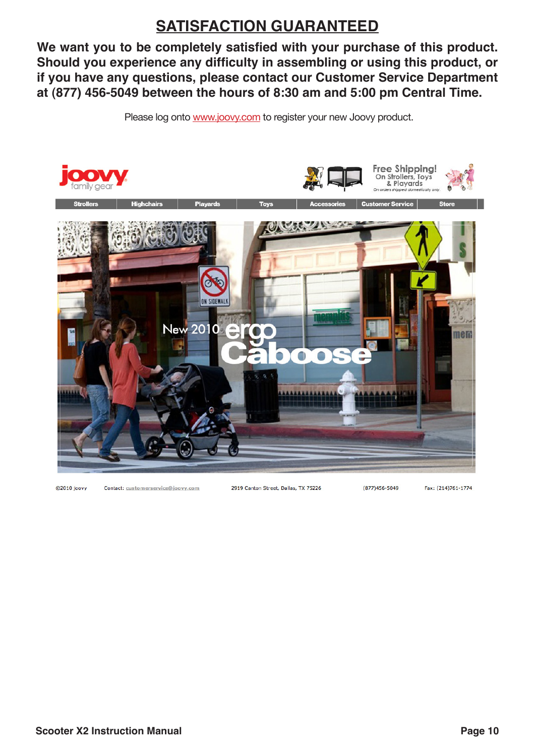# SATISFACTION GUARANTEED

**We want you to be completely satisfied with your purchase of this product. Should you experience any difficulty in assembling or using this product, or if you have any questions, please contact our Customer Service Department at (877) 456-5049 between the hours of 8:30 am and 5:00 pm Central Time.**

Please log onto www.joovy.com to register your new Joovy product.

joovy family gear

Free Shipping! On Strollers, Toys & Playards
On orders shipped domestically only.

Strollers | Highchairs | Playards | Toys | Accessories | Customer Service | Store

New 2010 ergo Caboose

©2010 joovy    Contact: customerservice@joovy.com    2919 Canton Street, Dallas, TX 75226    (877)456-5049    Fax: (214)761-1774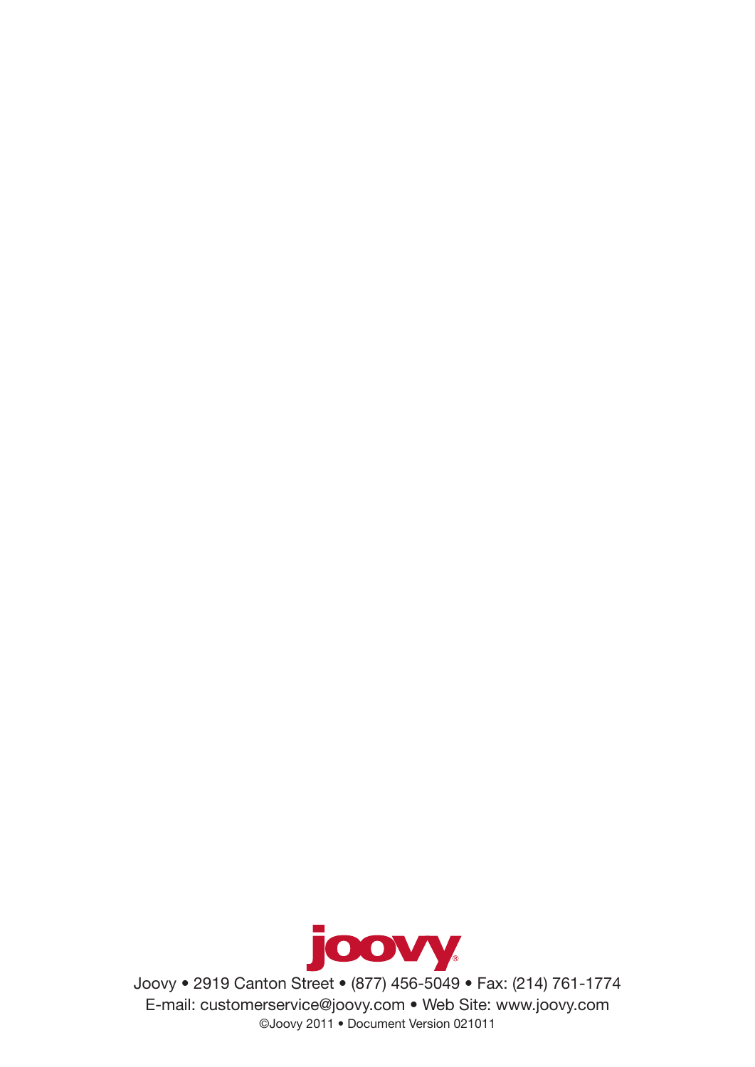joovy®

Joovy • 2919 Canton Street • (877) 456-5049 • Fax: (214) 761-1774

E-mail: customerservice@joovy.com • Web Site: www.joovy.com

©Joovy 2011 • Document Version 021011